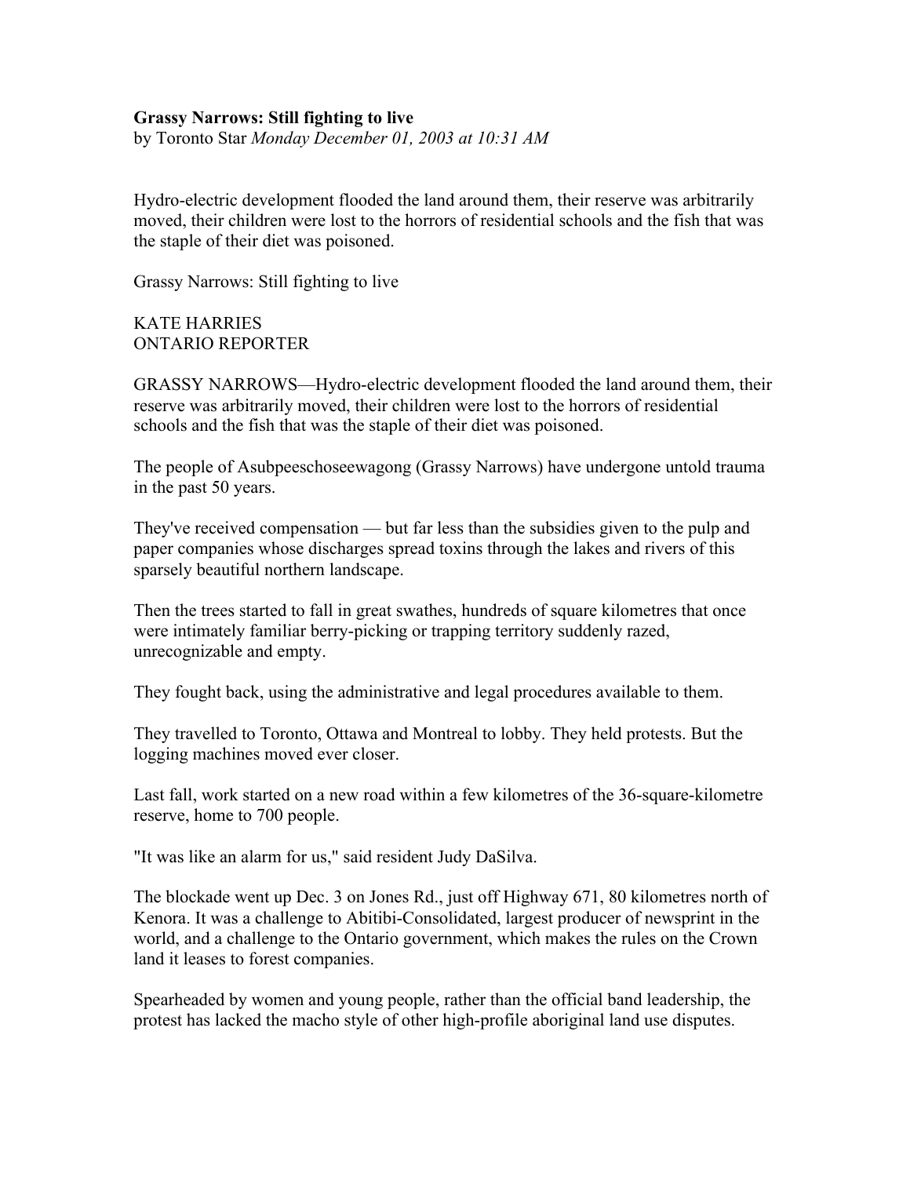**Grassy Narrows: Still fighting to live**
by Toronto Star *Monday December 01, 2003 at 10:31 AM*

Hydro-electric development flooded the land around them, their reserve was arbitrarily moved, their children were lost to the horrors of residential schools and the fish that was the staple of their diet was poisoned.

Grassy Narrows: Still fighting to live

KATE HARRIES
ONTARIO REPORTER

GRASSY NARROWS—Hydro-electric development flooded the land around them, their reserve was arbitrarily moved, their children were lost to the horrors of residential schools and the fish that was the staple of their diet was poisoned.

The people of Asubpeeschoseewagong (Grassy Narrows) have undergone untold trauma in the past 50 years.

They've received compensation — but far less than the subsidies given to the pulp and paper companies whose discharges spread toxins through the lakes and rivers of this sparsely beautiful northern landscape.

Then the trees started to fall in great swathes, hundreds of square kilometres that once were intimately familiar berry-picking or trapping territory suddenly razed, unrecognizable and empty.

They fought back, using the administrative and legal procedures available to them.

They travelled to Toronto, Ottawa and Montreal to lobby. They held protests. But the logging machines moved ever closer.

Last fall, work started on a new road within a few kilometres of the 36-square-kilometre reserve, home to 700 people.

"It was like an alarm for us," said resident Judy DaSilva.

The blockade went up Dec. 3 on Jones Rd., just off Highway 671, 80 kilometres north of Kenora. It was a challenge to Abitibi-Consolidated, largest producer of newsprint in the world, and a challenge to the Ontario government, which makes the rules on the Crown land it leases to forest companies.

Spearheaded by women and young people, rather than the official band leadership, the protest has lacked the macho style of other high-profile aboriginal land use disputes.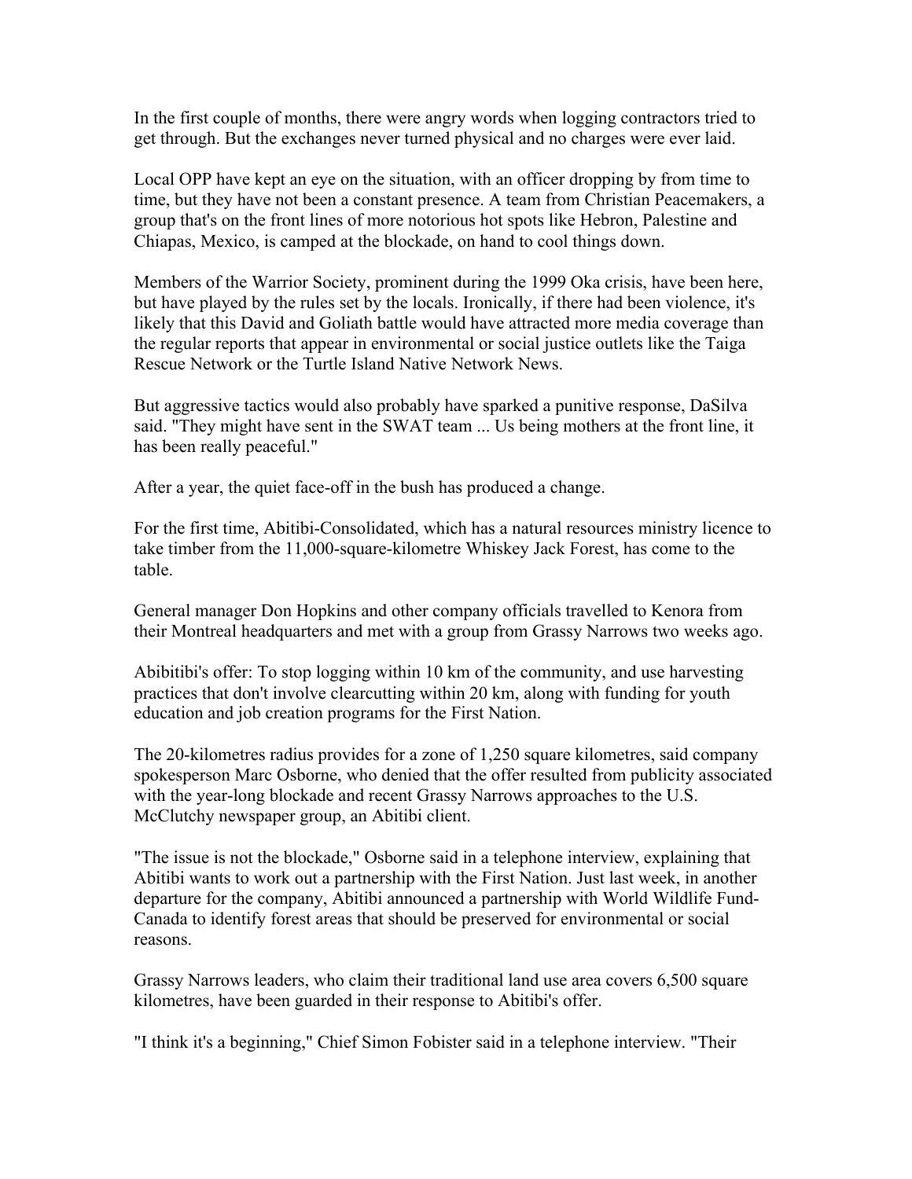In the first couple of months, there were angry words when logging contractors tried to get through. But the exchanges never turned physical and no charges were ever laid.

Local OPP have kept an eye on the situation, with an officer dropping by from time to time, but they have not been a constant presence. A team from Christian Peacemakers, a group that's on the front lines of more notorious hot spots like Hebron, Palestine and Chiapas, Mexico, is camped at the blockade, on hand to cool things down.

Members of the Warrior Society, prominent during the 1999 Oka crisis, have been here, but have played by the rules set by the locals. Ironically, if there had been violence, it's likely that this David and Goliath battle would have attracted more media coverage than the regular reports that appear in environmental or social justice outlets like the Taiga Rescue Network or the Turtle Island Native Network News.

But aggressive tactics would also probably have sparked a punitive response, DaSilva said. "They might have sent in the SWAT team ... Us being mothers at the front line, it has been really peaceful."

After a year, the quiet face-off in the bush has produced a change.

For the first time, Abitibi-Consolidated, which has a natural resources ministry licence to take timber from the 11,000-square-kilometre Whiskey Jack Forest, has come to the table.

General manager Don Hopkins and other company officials travelled to Kenora from their Montreal headquarters and met with a group from Grassy Narrows two weeks ago.

Abibitibi's offer: To stop logging within 10 km of the community, and use harvesting practices that don't involve clearcutting within 20 km, along with funding for youth education and job creation programs for the First Nation.

The 20-kilometres radius provides for a zone of 1,250 square kilometres, said company spokesperson Marc Osborne, who denied that the offer resulted from publicity associated with the year-long blockade and recent Grassy Narrows approaches to the U.S. McClutchy newspaper group, an Abitibi client.

"The issue is not the blockade," Osborne said in a telephone interview, explaining that Abitibi wants to work out a partnership with the First Nation. Just last week, in another departure for the company, Abitibi announced a partnership with World Wildlife Fund-Canada to identify forest areas that should be preserved for environmental or social reasons.

Grassy Narrows leaders, who claim their traditional land use area covers 6,500 square kilometres, have been guarded in their response to Abitibi's offer.

"I think it's a beginning," Chief Simon Fobister said in a telephone interview. "Their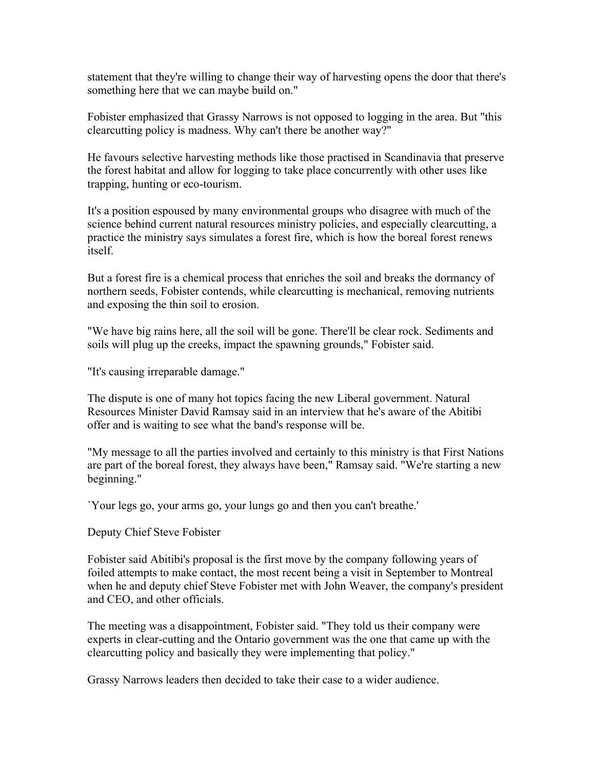statement that they're willing to change their way of harvesting opens the door that there's something here that we can maybe build on."

Fobister emphasized that Grassy Narrows is not opposed to logging in the area. But "this clearcutting policy is madness. Why can't there be another way?"

He favours selective harvesting methods like those practised in Scandinavia that preserve the forest habitat and allow for logging to take place concurrently with other uses like trapping, hunting or eco-tourism.

It's a position espoused by many environmental groups who disagree with much of the science behind current natural resources ministry policies, and especially clearcutting, a practice the ministry says simulates a forest fire, which is how the boreal forest renews itself.

But a forest fire is a chemical process that enriches the soil and breaks the dormancy of northern seeds, Fobister contends, while clearcutting is mechanical, removing nutrients and exposing the thin soil to erosion.

"We have big rains here, all the soil will be gone. There'll be clear rock. Sediments and soils will plug up the creeks, impact the spawning grounds," Fobister said.

"It's causing irreparable damage."

The dispute is one of many hot topics facing the new Liberal government. Natural Resources Minister David Ramsay said in an interview that he's aware of the Abitibi offer and is waiting to see what the band's response will be.

"My message to all the parties involved and certainly to this ministry is that First Nations are part of the boreal forest, they always have been," Ramsay said. "We're starting a new beginning."

`Your legs go, your arms go, your lungs go and then you can't breathe.'

Deputy Chief Steve Fobister

Fobister said Abitibi's proposal is the first move by the company following years of foiled attempts to make contact, the most recent being a visit in September to Montreal when he and deputy chief Steve Fobister met with John Weaver, the company's president and CEO, and other officials.

The meeting was a disappointment, Fobister said. "They told us their company were experts in clear-cutting and the Ontario government was the one that came up with the clearcutting policy and basically they were implementing that policy."

Grassy Narrows leaders then decided to take their case to a wider audience.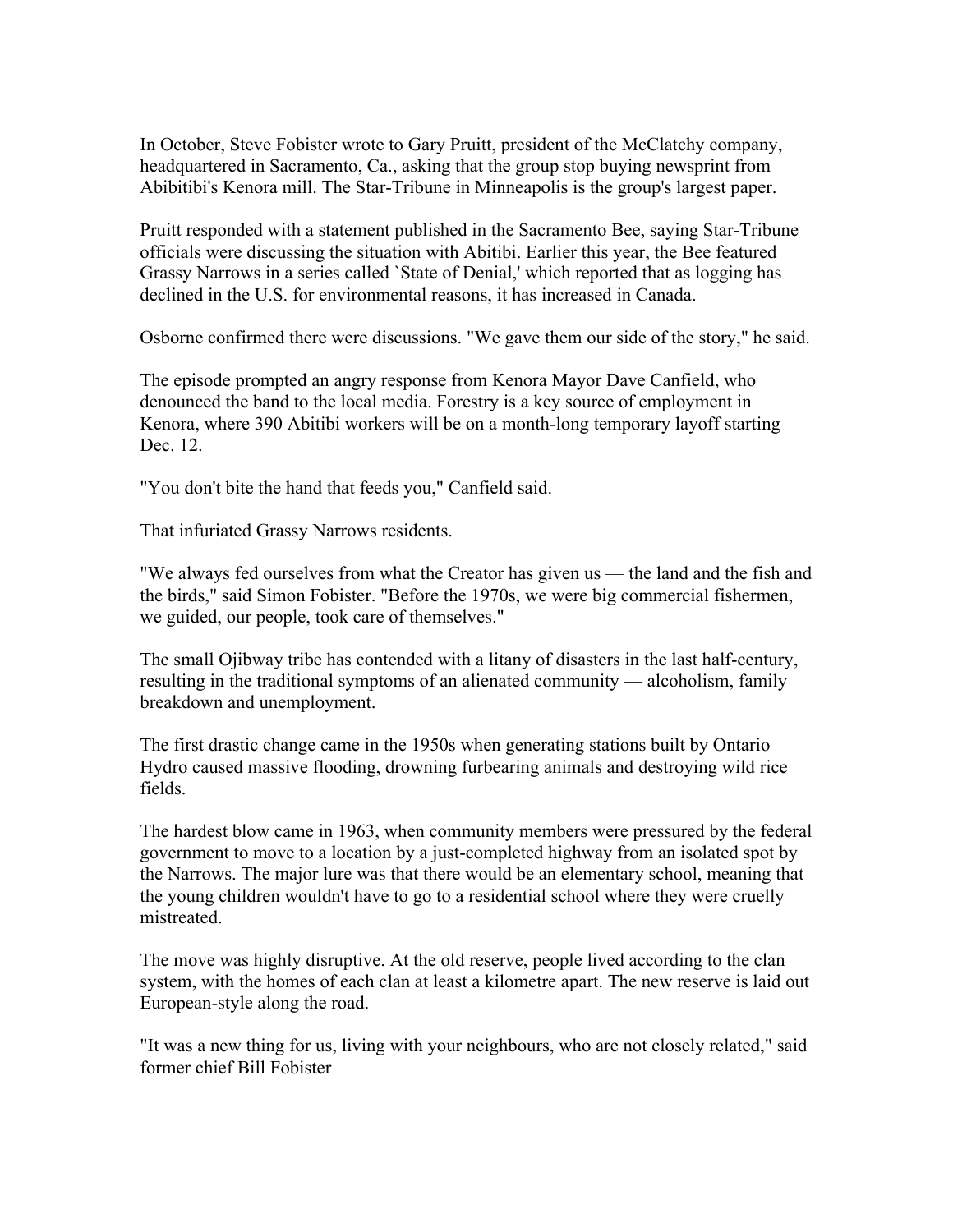In October, Steve Fobister wrote to Gary Pruitt, president of the McClatchy company, headquartered in Sacramento, Ca., asking that the group stop buying newsprint from Abibitibi's Kenora mill. The Star-Tribune in Minneapolis is the group's largest paper.

Pruitt responded with a statement published in the Sacramento Bee, saying Star-Tribune officials were discussing the situation with Abitibi. Earlier this year, the Bee featured Grassy Narrows in a series called `State of Denial,' which reported that as logging has declined in the U.S. for environmental reasons, it has increased in Canada.

Osborne confirmed there were discussions. "We gave them our side of the story," he said.

The episode prompted an angry response from Kenora Mayor Dave Canfield, who denounced the band to the local media. Forestry is a key source of employment in Kenora, where 390 Abitibi workers will be on a month-long temporary layoff starting Dec. 12.

"You don't bite the hand that feeds you," Canfield said.

That infuriated Grassy Narrows residents.

"We always fed ourselves from what the Creator has given us — the land and the fish and the birds," said Simon Fobister. "Before the 1970s, we were big commercial fishermen, we guided, our people, took care of themselves."

The small Ojibway tribe has contended with a litany of disasters in the last half-century, resulting in the traditional symptoms of an alienated community — alcoholism, family breakdown and unemployment.

The first drastic change came in the 1950s when generating stations built by Ontario Hydro caused massive flooding, drowning furbearing animals and destroying wild rice fields.

The hardest blow came in 1963, when community members were pressured by the federal government to move to a location by a just-completed highway from an isolated spot by the Narrows. The major lure was that there would be an elementary school, meaning that the young children wouldn't have to go to a residential school where they were cruelly mistreated.

The move was highly disruptive. At the old reserve, people lived according to the clan system, with the homes of each clan at least a kilometre apart. The new reserve is laid out European-style along the road.

"It was a new thing for us, living with your neighbours, who are not closely related," said former chief Bill Fobister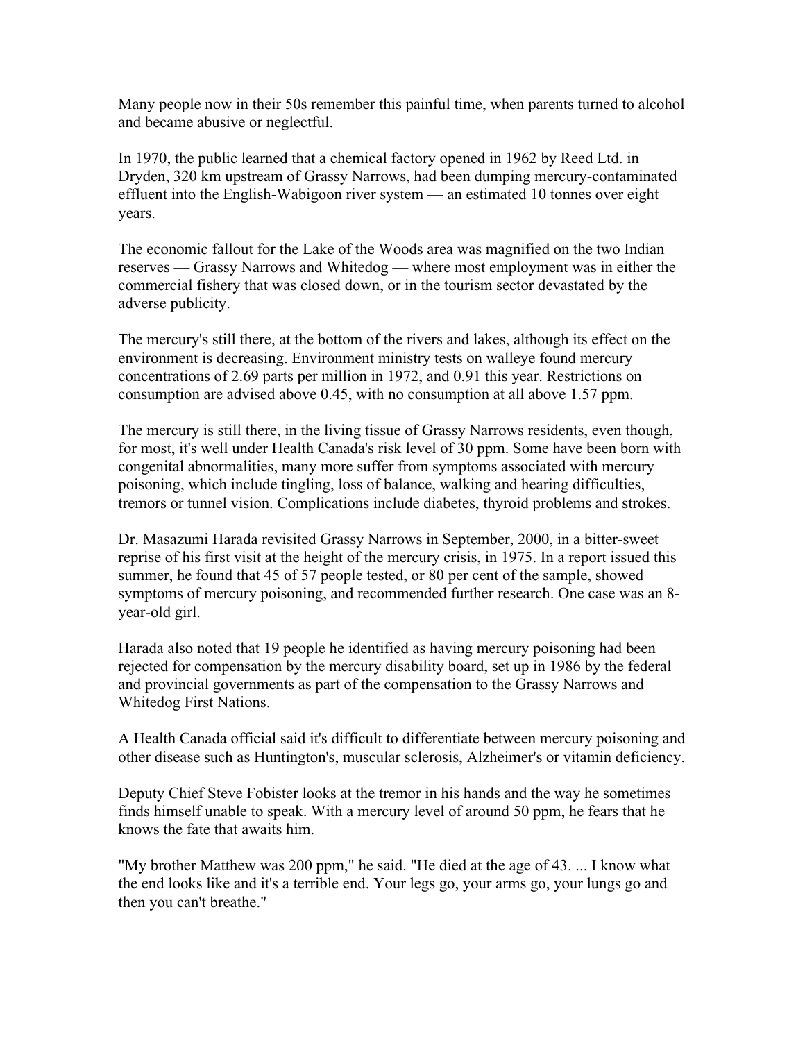Many people now in their 50s remember this painful time, when parents turned to alcohol and became abusive or neglectful.

In 1970, the public learned that a chemical factory opened in 1962 by Reed Ltd. in Dryden, 320 km upstream of Grassy Narrows, had been dumping mercury-contaminated effluent into the English-Wabigoon river system — an estimated 10 tonnes over eight years.

The economic fallout for the Lake of the Woods area was magnified on the two Indian reserves — Grassy Narrows and Whitedog — where most employment was in either the commercial fishery that was closed down, or in the tourism sector devastated by the adverse publicity.

The mercury's still there, at the bottom of the rivers and lakes, although its effect on the environment is decreasing. Environment ministry tests on walleye found mercury concentrations of 2.69 parts per million in 1972, and 0.91 this year. Restrictions on consumption are advised above 0.45, with no consumption at all above 1.57 ppm.

The mercury is still there, in the living tissue of Grassy Narrows residents, even though, for most, it's well under Health Canada's risk level of 30 ppm. Some have been born with congenital abnormalities, many more suffer from symptoms associated with mercury poisoning, which include tingling, loss of balance, walking and hearing difficulties, tremors or tunnel vision. Complications include diabetes, thyroid problems and strokes.

Dr. Masazumi Harada revisited Grassy Narrows in September, 2000, in a bitter-sweet reprise of his first visit at the height of the mercury crisis, in 1975. In a report issued this summer, he found that 45 of 57 people tested, or 80 per cent of the sample, showed symptoms of mercury poisoning, and recommended further research. One case was an 8-year-old girl.

Harada also noted that 19 people he identified as having mercury poisoning had been rejected for compensation by the mercury disability board, set up in 1986 by the federal and provincial governments as part of the compensation to the Grassy Narrows and Whitedog First Nations.

A Health Canada official said it's difficult to differentiate between mercury poisoning and other disease such as Huntington's, muscular sclerosis, Alzheimer's or vitamin deficiency.

Deputy Chief Steve Fobister looks at the tremor in his hands and the way he sometimes finds himself unable to speak. With a mercury level of around 50 ppm, he fears that he knows the fate that awaits him.

"My brother Matthew was 200 ppm," he said. "He died at the age of 43. ... I know what the end looks like and it's a terrible end. Your legs go, your arms go, your lungs go and then you can't breathe."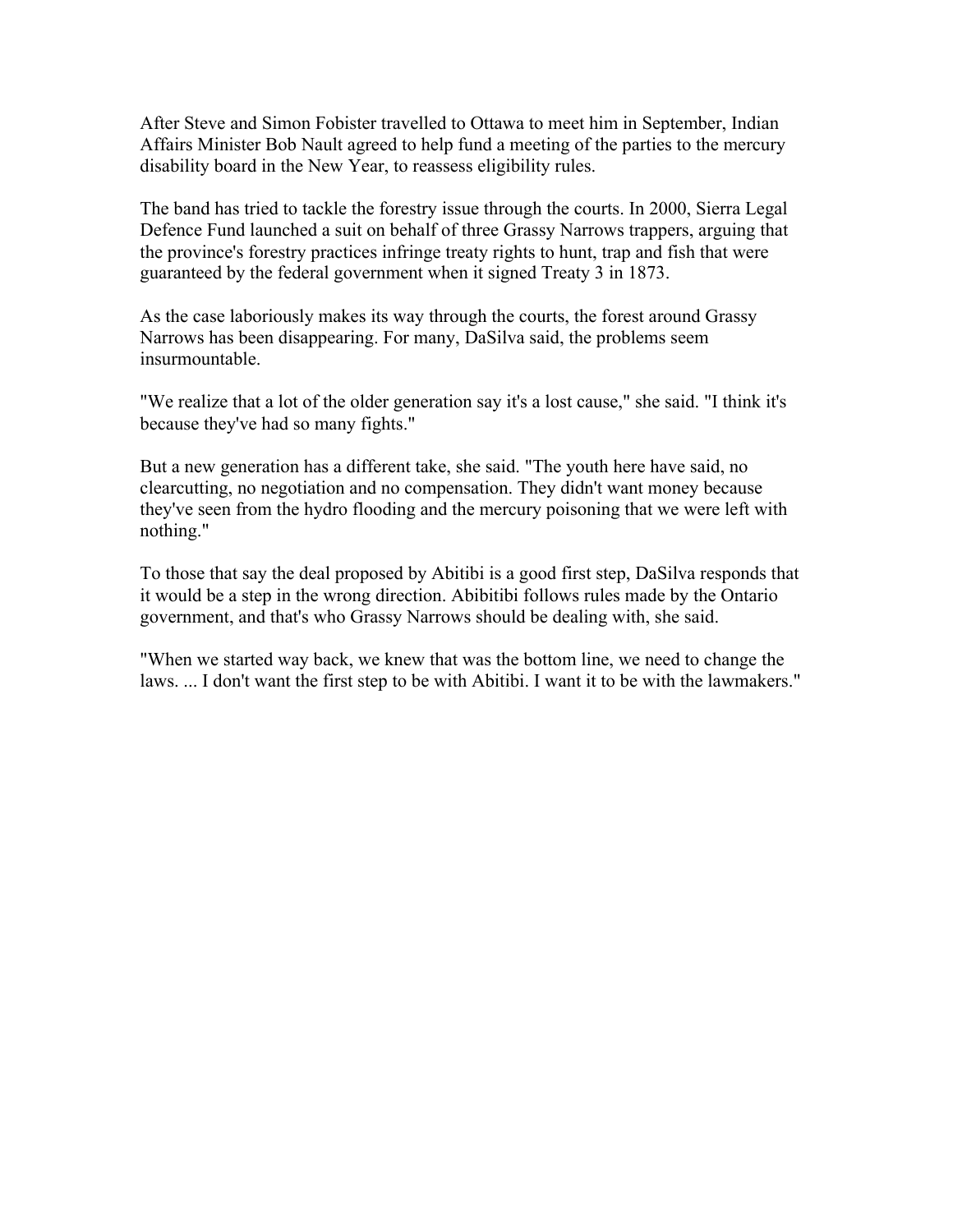After Steve and Simon Fobister travelled to Ottawa to meet him in September, Indian Affairs Minister Bob Nault agreed to help fund a meeting of the parties to the mercury disability board in the New Year, to reassess eligibility rules.

The band has tried to tackle the forestry issue through the courts. In 2000, Sierra Legal Defence Fund launched a suit on behalf of three Grassy Narrows trappers, arguing that the province's forestry practices infringe treaty rights to hunt, trap and fish that were guaranteed by the federal government when it signed Treaty 3 in 1873.

As the case laboriously makes its way through the courts, the forest around Grassy Narrows has been disappearing. For many, DaSilva said, the problems seem insurmountable.

"We realize that a lot of the older generation say it's a lost cause," she said. "I think it's because they've had so many fights."

But a new generation has a different take, she said. "The youth here have said, no clearcutting, no negotiation and no compensation. They didn't want money because they've seen from the hydro flooding and the mercury poisoning that we were left with nothing."

To those that say the deal proposed by Abitibi is a good first step, DaSilva responds that it would be a step in the wrong direction. Abibitibi follows rules made by the Ontario government, and that's who Grassy Narrows should be dealing with, she said.

"When we started way back, we knew that was the bottom line, we need to change the laws. ... I don't want the first step to be with Abitibi. I want it to be with the lawmakers."